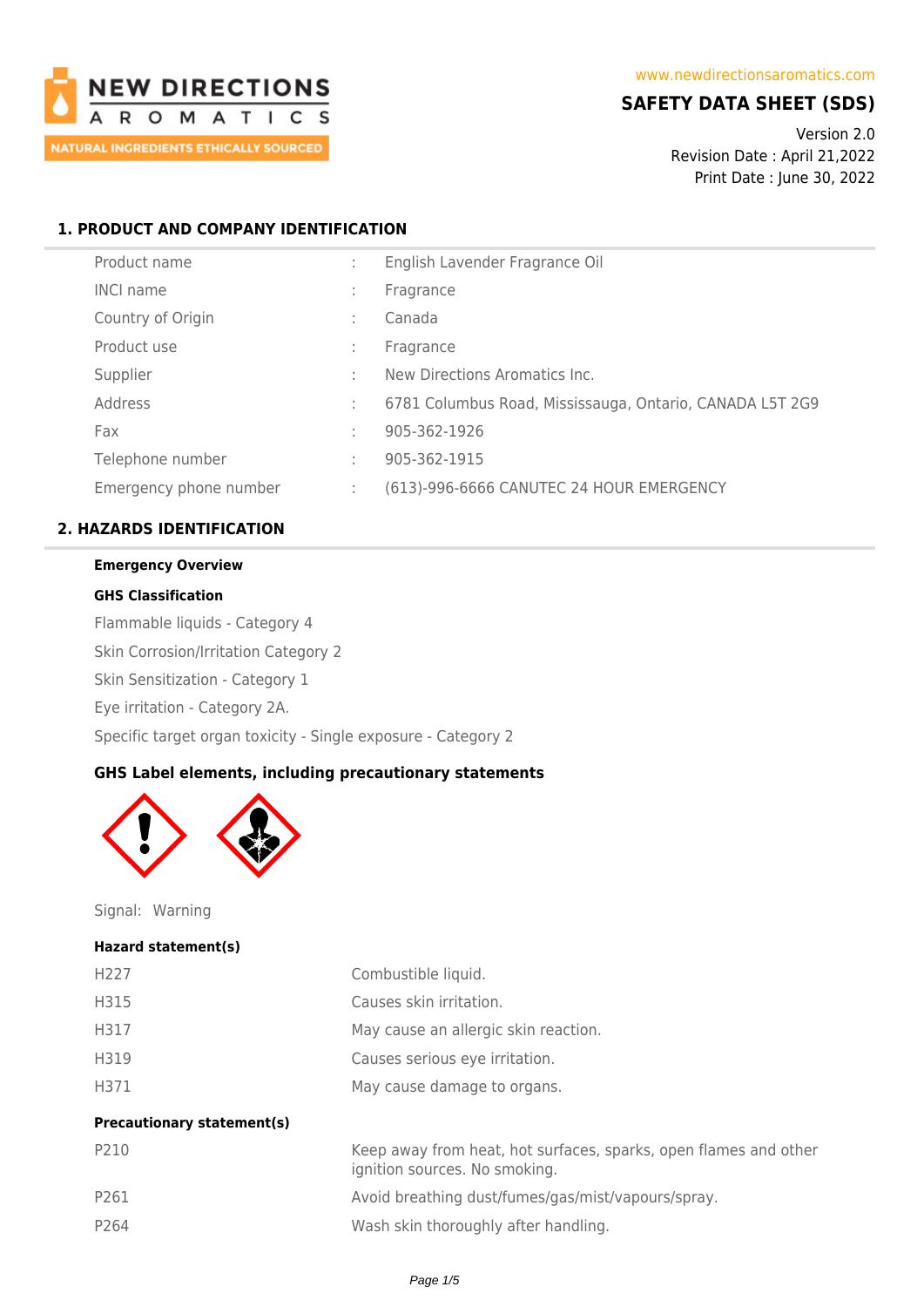NEW DIRECTIONS AROMATICS

NATURAL INGREDIENTS ETHICALLY SOURCED

www.newdirectionsaromatics.com

# SAFETY DATA SHEET (SDS)

Version 2.0
Revision Date : April 21,2022
Print Date : June 30, 2022

## 1. PRODUCT AND COMPANY IDENTIFICATION

| | | |
|---|---|---|
| Product name | : | English Lavender Fragrance Oil |
| INCI name | : | Fragrance |
| Country of Origin | : | Canada |
| Product use | : | Fragrance |
| Supplier | : | New Directions Aromatics Inc. |
| Address | : | 6781 Columbus Road, Mississauga, Ontario, CANADA L5T 2G9 |
| Fax | : | 905-362-1926 |
| Telephone number | : | 905-362-1915 |
| Emergency phone number | : | (613)-996-6666 CANUTEC 24 HOUR EMERGENCY |

## 2. HAZARDS IDENTIFICATION

**Emergency Overview**

**GHS Classification**

Flammable liquids - Category 4

Skin Corrosion/Irritation Category 2

Skin Sensitization - Category 1

Eye irritation - Category 2A.

Specific target organ toxicity - Single exposure - Category 2

### GHS Label elements, including precautionary statements

Signal: Warning

**Hazard statement(s)**

| | |
|---|---|
| H227 | Combustible liquid. |
| H315 | Causes skin irritation. |
| H317 | May cause an allergic skin reaction. |
| H319 | Causes serious eye irritation. |
| H371 | May cause damage to organs. |

**Precautionary statement(s)**

| | |
|---|---|
| P210 | Keep away from heat, hot surfaces, sparks, open flames and other ignition sources. No smoking. |
| P261 | Avoid breathing dust/fumes/gas/mist/vapours/spray. |
| P264 | Wash skin thoroughly after handling. |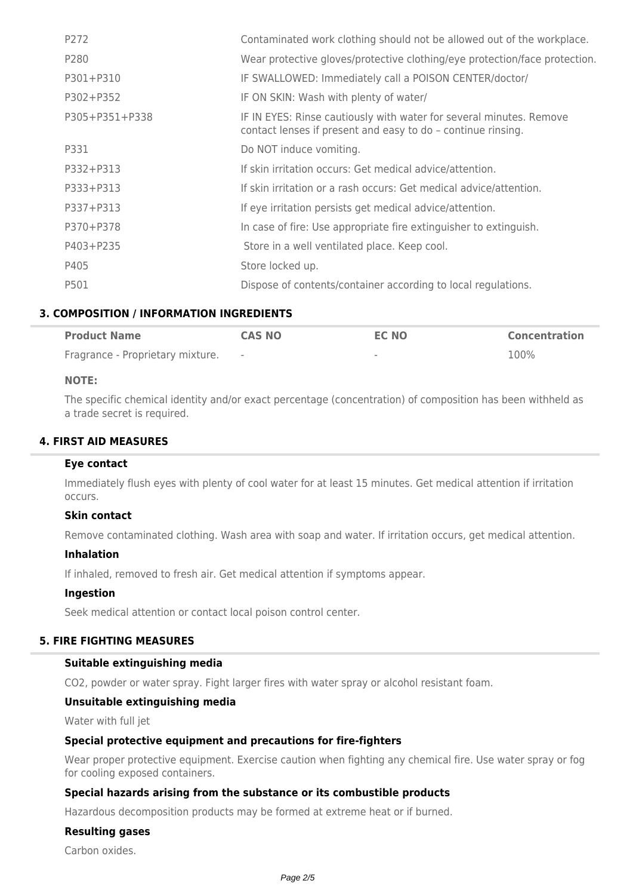| | |
|---|---|
| P272 | Contaminated work clothing should not be allowed out of the workplace. |
| P280 | Wear protective gloves/protective clothing/eye protection/face protection. |
| P301+P310 | IF SWALLOWED: Immediately call a POISON CENTER/doctor/ |
| P302+P352 | IF ON SKIN: Wash with plenty of water/ |
| P305+P351+P338 | IF IN EYES: Rinse cautiously with water for several minutes. Remove contact lenses if present and easy to do – continue rinsing. |
| P331 | Do NOT induce vomiting. |
| P332+P313 | If skin irritation occurs: Get medical advice/attention. |
| P333+P313 | If skin irritation or a rash occurs: Get medical advice/attention. |
| P337+P313 | If eye irritation persists get medical advice/attention. |
| P370+P378 | In case of fire: Use appropriate fire extinguisher to extinguish. |
| P403+P235 | Store in a well ventilated place. Keep cool. |
| P405 | Store locked up. |
| P501 | Dispose of contents/container according to local regulations. |

## 3. COMPOSITION / INFORMATION INGREDIENTS

| Product Name | CAS NO | EC NO | Concentration |
|---|---|---|---|
| Fragrance - Proprietary mixture. | - | - | 100% |

**NOTE:**

The specific chemical identity and/or exact percentage (concentration) of composition has been withheld as a trade secret is required.

## 4. FIRST AID MEASURES

### Eye contact

Immediately flush eyes with plenty of cool water for at least 15 minutes. Get medical attention if irritation occurs.

### Skin contact

Remove contaminated clothing. Wash area with soap and water. If irritation occurs, get medical attention.

### Inhalation

If inhaled, removed to fresh air. Get medical attention if symptoms appear.

### Ingestion

Seek medical attention or contact local poison control center.

## 5. FIRE FIGHTING MEASURES

### Suitable extinguishing media

$CO_2$, powder or water spray. Fight larger fires with water spray or alcohol resistant foam.

### Unsuitable extinguishing media

Water with full jet

### Special protective equipment and precautions for fire-fighters

Wear proper protective equipment. Exercise caution when fighting any chemical fire. Use water spray or fog for cooling exposed containers.

### Special hazards arising from the substance or its combustible products

Hazardous decomposition products may be formed at extreme heat or if burned.

### Resulting gases

Carbon oxides.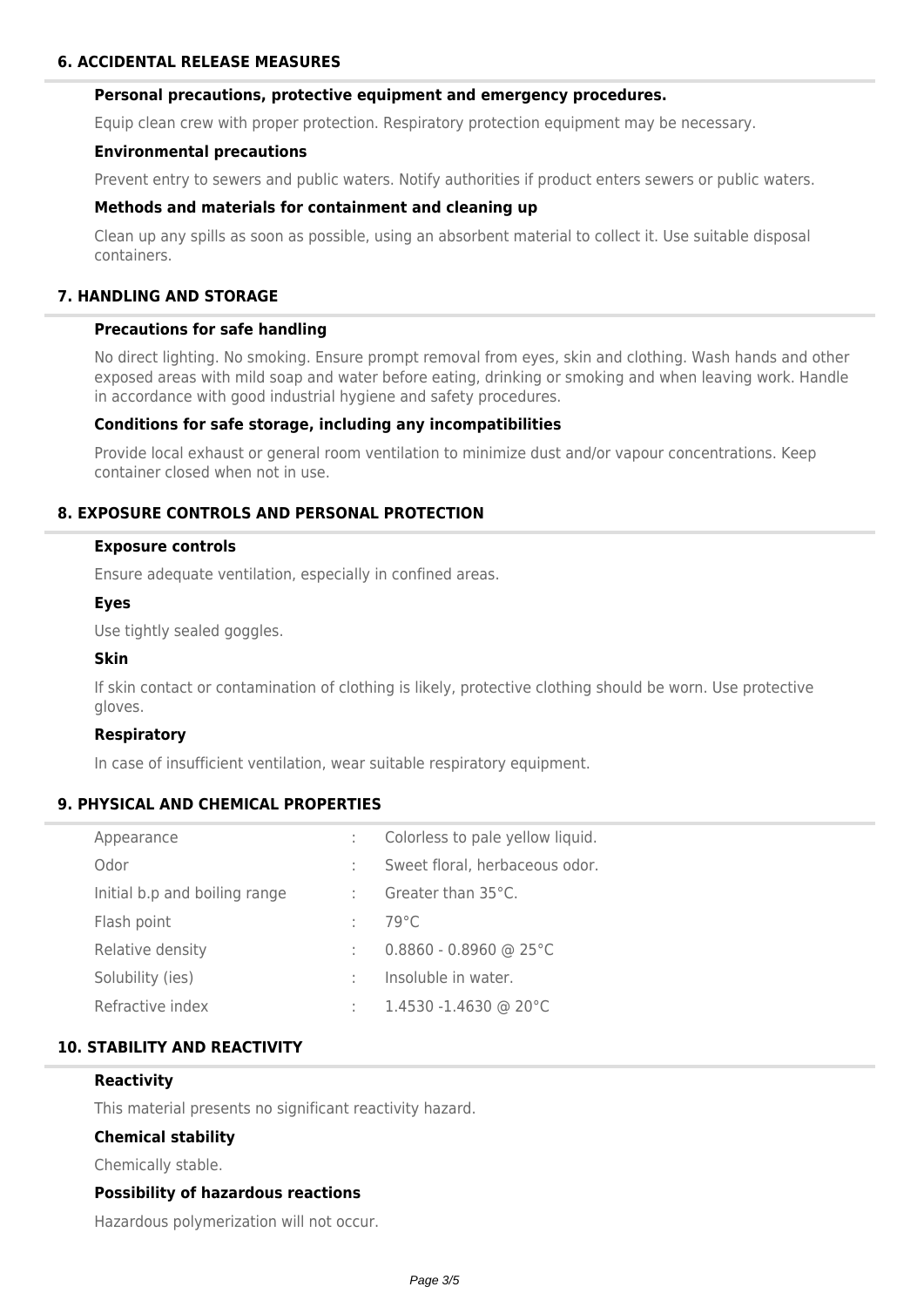## 6. ACCIDENTAL RELEASE MEASURES

### Personal precautions, protective equipment and emergency procedures.

Equip clean crew with proper protection. Respiratory protection equipment may be necessary.

### Environmental precautions

Prevent entry to sewers and public waters. Notify authorities if product enters sewers or public waters.

### Methods and materials for containment and cleaning up

Clean up any spills as soon as possible, using an absorbent material to collect it. Use suitable disposal containers.

## 7. HANDLING AND STORAGE

### Precautions for safe handling

No direct lighting. No smoking. Ensure prompt removal from eyes, skin and clothing. Wash hands and other exposed areas with mild soap and water before eating, drinking or smoking and when leaving work. Handle in accordance with good industrial hygiene and safety procedures.

### Conditions for safe storage, including any incompatibilities

Provide local exhaust or general room ventilation to minimize dust and/or vapour concentrations. Keep container closed when not in use.

## 8. EXPOSURE CONTROLS AND PERSONAL PROTECTION

### Exposure controls

Ensure adequate ventilation, especially in confined areas.

### Eyes

Use tightly sealed goggles.

### Skin

If skin contact or contamination of clothing is likely, protective clothing should be worn. Use protective gloves.

### Respiratory

In case of insufficient ventilation, wear suitable respiratory equipment.

## 9. PHYSICAL AND CHEMICAL PROPERTIES

| Property | | Value |
|---|---|---|
| Appearance | : | Colorless to pale yellow liquid. |
| Odor | : | Sweet floral, herbaceous odor. |
| Initial b.p and boiling range | : | Greater than 35°C. |
| Flash point | : | 79°C |
| Relative density | : | 0.8860 - 0.8960 @ 25°C |
| Solubility (ies) | : | Insoluble in water. |
| Refractive index | : | 1.4530 -1.4630 @ 20°C |

## 10. STABILITY AND REACTIVITY

### Reactivity

This material presents no significant reactivity hazard.

### Chemical stability

Chemically stable.

### Possibility of hazardous reactions

Hazardous polymerization will not occur.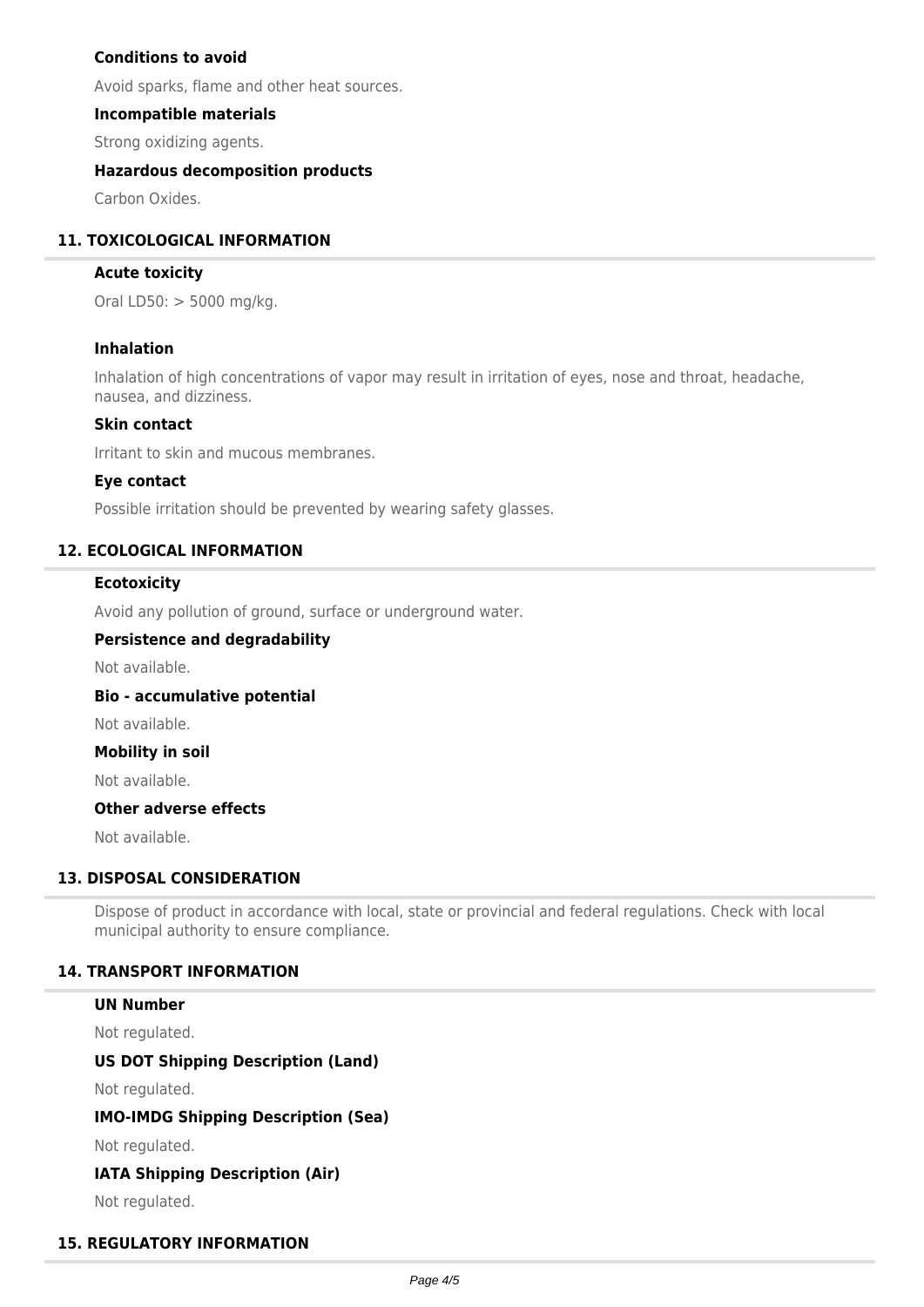### Conditions to avoid

Avoid sparks, flame and other heat sources.

### Incompatible materials

Strong oxidizing agents.

### Hazardous decomposition products

Carbon Oxides.

## 11. TOXICOLOGICAL INFORMATION

### Acute toxicity

Oral LD50: > 5000 mg/kg.

### Inhalation

Inhalation of high concentrations of vapor may result in irritation of eyes, nose and throat, headache, nausea, and dizziness.

### Skin contact

Irritant to skin and mucous membranes.

### Eye contact

Possible irritation should be prevented by wearing safety glasses.

## 12. ECOLOGICAL INFORMATION

### Ecotoxicity

Avoid any pollution of ground, surface or underground water.

### Persistence and degradability

Not available.

### Bio - accumulative potential

Not available.

### Mobility in soil

Not available.

### Other adverse effects

Not available.

## 13. DISPOSAL CONSIDERATION

Dispose of product in accordance with local, state or provincial and federal regulations. Check with local municipal authority to ensure compliance.

## 14. TRANSPORT INFORMATION

### UN Number

Not regulated.

### US DOT Shipping Description (Land)

Not regulated.

### IMO-IMDG Shipping Description (Sea)

Not regulated.

### IATA Shipping Description (Air)

Not regulated.

## 15. REGULATORY INFORMATION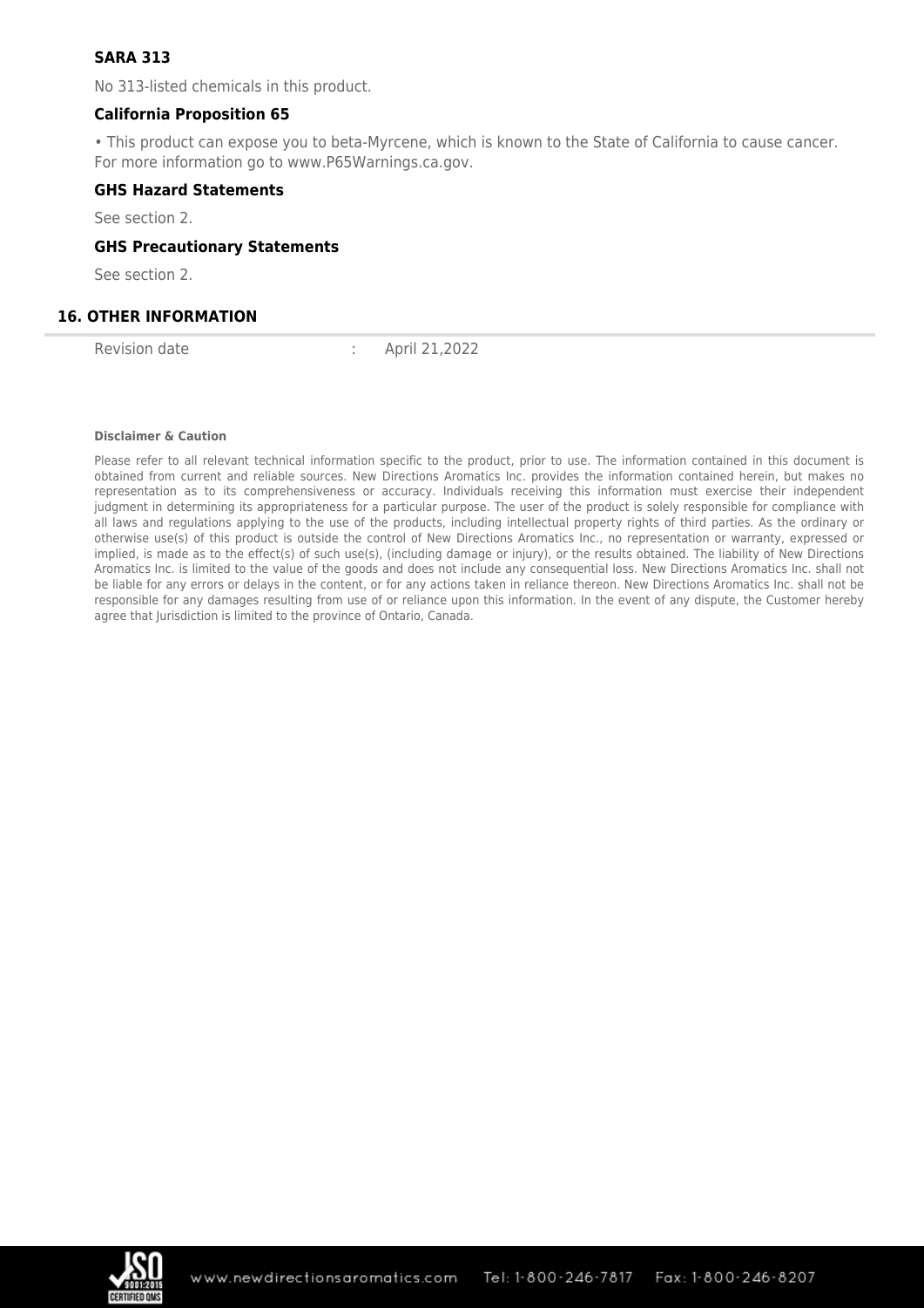### SARA 313

No 313-listed chemicals in this product.

### California Proposition 65

• This product can expose you to beta-Myrcene, which is known to the State of California to cause cancer. For more information go to www.P65Warnings.ca.gov.

### GHS Hazard Statements

See section 2.

### GHS Precautionary Statements

See section 2.

## 16. OTHER INFORMATION

Revision date : April 21,2022

**Disclaimer & Caution**

Please refer to all relevant technical information specific to the product, prior to use. The information contained in this document is obtained from current and reliable sources. New Directions Aromatics Inc. provides the information contained herein, but makes no representation as to its comprehensiveness or accuracy. Individuals receiving this information must exercise their independent judgment in determining its appropriateness for a particular purpose. The user of the product is solely responsible for compliance with all laws and regulations applying to the use of the products, including intellectual property rights of third parties. As the ordinary or otherwise use(s) of this product is outside the control of New Directions Aromatics Inc., no representation or warranty, expressed or implied, is made as to the effect(s) of such use(s), (including damage or injury), or the results obtained. The liability of New Directions Aromatics Inc. is limited to the value of the goods and does not include any consequential loss. New Directions Aromatics Inc. shall not be liable for any errors or delays in the content, or for any actions taken in reliance thereon. New Directions Aromatics Inc. shall not be responsible for any damages resulting from use of or reliance upon this information. In the event of any dispute, the Customer hereby agree that Jurisdiction is limited to the province of Ontario, Canada.